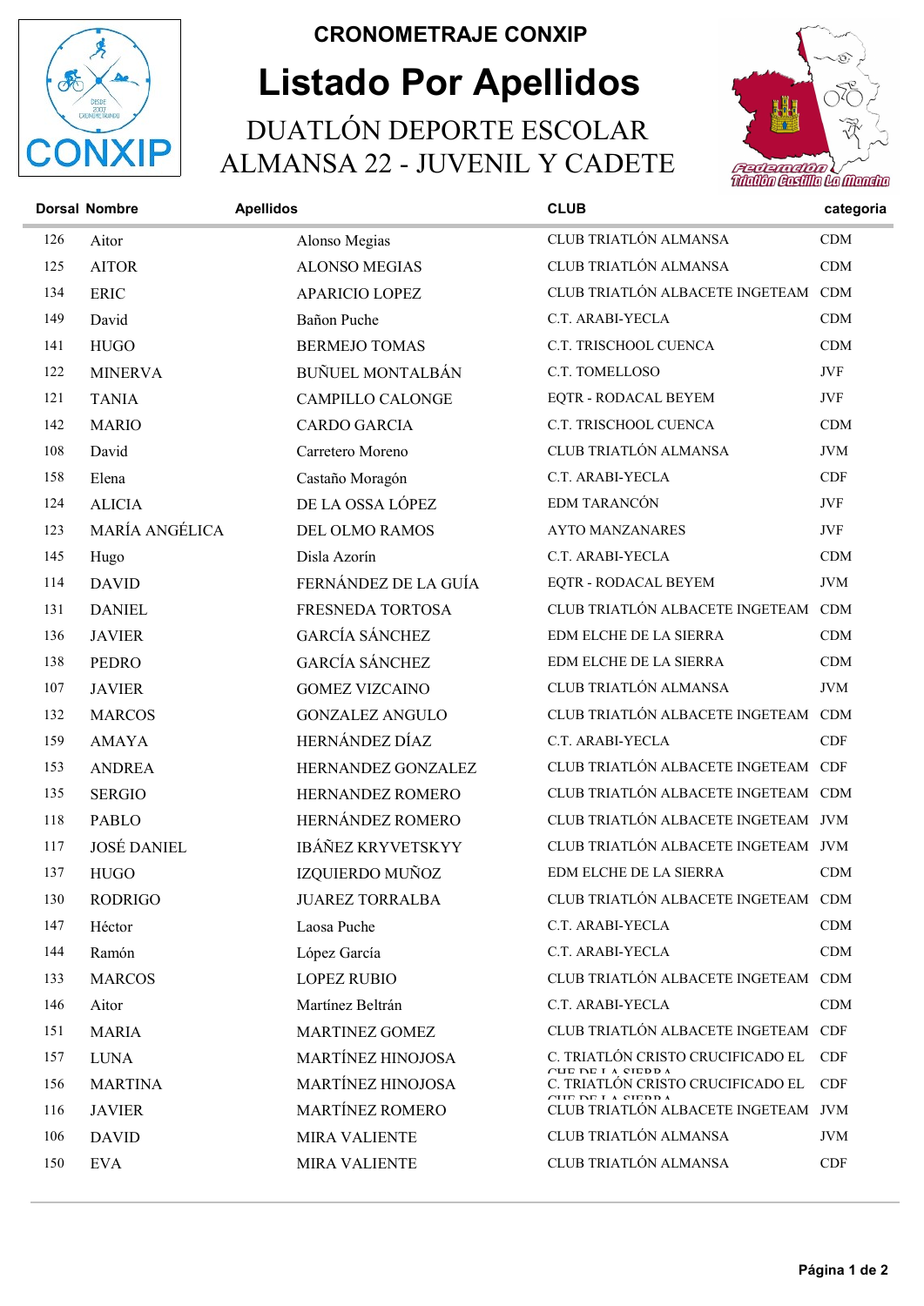**CRONOMETRAJE CONXIP**

# Listado Por Apellidos

## DUATLÓN DEPORTE ESCOLAR ALMANSA 22 - JUVENIL Y CADETE

| Dorsal | Nombre | Apellidos | CLUB | categoria |
|---|---|---|---|---|
| 126 | Aitor | Alonso Megias | CLUB TRIATLÓN ALMANSA | CDM |
| 125 | AITOR | ALONSO MEGIAS | CLUB TRIATLÓN ALMANSA | CDM |
| 134 | ERIC | APARICIO LOPEZ | CLUB TRIATLÓN ALBACETE INGETEAM | CDM |
| 149 | David | Bañon Puche | C.T. ARABI-YECLA | CDM |
| 141 | HUGO | BERMEJO TOMAS | C.T. TRISCHOOL CUENCA | CDM |
| 122 | MINERVA | BUÑUEL MONTALBÁN | C.T. TOMELLOSO | JVF |
| 121 | TANIA | CAMPILLO CALONGE | EQTR - RODACAL BEYEM | JVF |
| 142 | MARIO | CARDO GARCIA | C.T. TRISCHOOL CUENCA | CDM |
| 108 | David | Carretero Moreno | CLUB TRIATLÓN ALMANSA | JVM |
| 158 | Elena | Castaño Moragón | C.T. ARABI-YECLA | CDF |
| 124 | ALICIA | DE LA OSSA LÓPEZ | EDM TARANCÓN | JVF |
| 123 | MARÍA ANGÉLICA | DEL OLMO RAMOS | AYTO MANZANARES | JVF |
| 145 | Hugo | Disla Azorín | C.T. ARABI-YECLA | CDM |
| 114 | DAVID | FERNÁNDEZ DE LA GUÍA | EQTR - RODACAL BEYEM | JVM |
| 131 | DANIEL | FRESNEDA TORTOSA | CLUB TRIATLÓN ALBACETE INGETEAM | CDM |
| 136 | JAVIER | GARCÍA SÁNCHEZ | EDM ELCHE DE LA SIERRA | CDM |
| 138 | PEDRO | GARCÍA SÁNCHEZ | EDM ELCHE DE LA SIERRA | CDM |
| 107 | JAVIER | GOMEZ VIZCAINO | CLUB TRIATLÓN ALMANSA | JVM |
| 132 | MARCOS | GONZALEZ ANGULO | CLUB TRIATLÓN ALBACETE INGETEAM | CDM |
| 159 | AMAYA | HERNÁNDEZ DÍAZ | C.T. ARABI-YECLA | CDF |
| 153 | ANDREA | HERNANDEZ GONZALEZ | CLUB TRIATLÓN ALBACETE INGETEAM | CDF |
| 135 | SERGIO | HERNANDEZ ROMERO | CLUB TRIATLÓN ALBACETE INGETEAM | CDM |
| 118 | PABLO | HERNÁNDEZ ROMERO | CLUB TRIATLÓN ALBACETE INGETEAM | JVM |
| 117 | JOSÉ DANIEL | IBÁÑEZ KRYVETSKYY | CLUB TRIATLÓN ALBACETE INGETEAM | JVM |
| 137 | HUGO | IZQUIERDO MUÑOZ | EDM ELCHE DE LA SIERRA | CDM |
| 130 | RODRIGO | JUAREZ TORRALBA | CLUB TRIATLÓN ALBACETE INGETEAM | CDM |
| 147 | Héctor | Laosa Puche | C.T. ARABI-YECLA | CDM |
| 144 | Ramón | López García | C.T. ARABI-YECLA | CDM |
| 133 | MARCOS | LOPEZ RUBIO | CLUB TRIATLÓN ALBACETE INGETEAM | CDM |
| 146 | Aitor | Martínez Beltrán | C.T. ARABI-YECLA | CDM |
| 151 | MARIA | MARTINEZ GOMEZ | CLUB TRIATLÓN ALBACETE INGETEAM | CDF |
| 157 | LUNA | MARTÍNEZ HINOJOSA | C. TRIATLÓN CRISTO CRUCIFICADO EL CHE DE LA SIERRA | CDF |
| 156 | MARTINA | MARTÍNEZ HINOJOSA | C. TRIATLÓN CRISTO CRUCIFICADO EL CHE DE LA SIERRA | CDF |
| 116 | JAVIER | MARTÍNEZ ROMERO | CLUB TRIATLÓN ALBACETE INGETEAM | JVM |
| 106 | DAVID | MIRA VALIENTE | CLUB TRIATLÓN ALMANSA | JVM |
| 150 | EVA | MIRA VALIENTE | CLUB TRIATLÓN ALMANSA | CDF |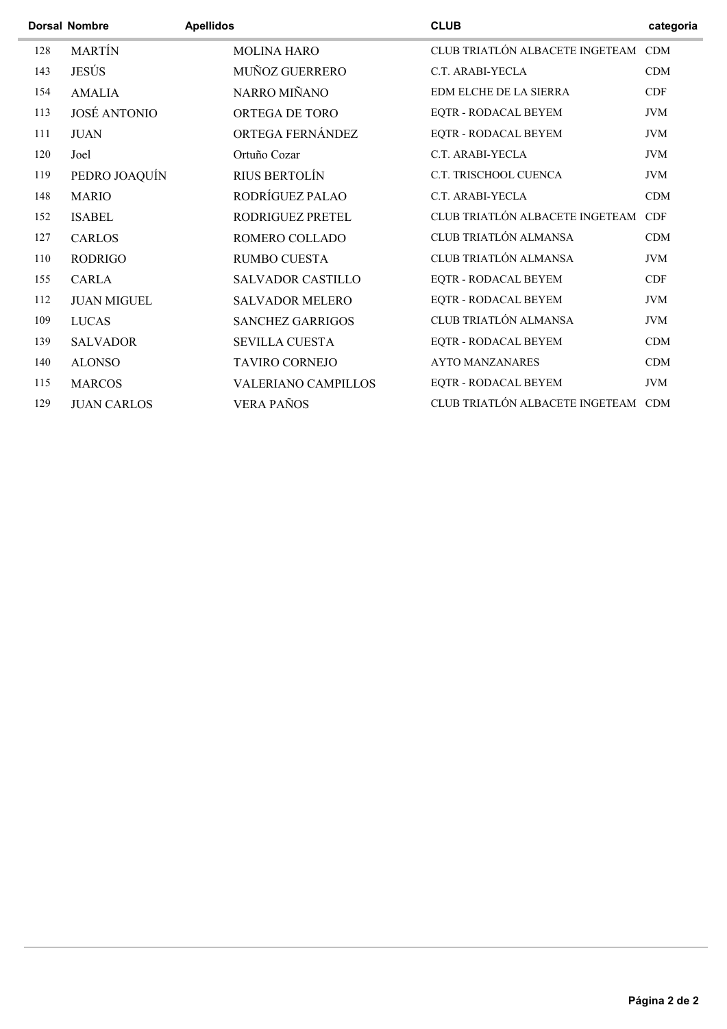| Dorsal | Nombre | Apellidos | CLUB | categoria |
|---|---|---|---|---|
| 128 | MARTÍN | MOLINA HARO | CLUB TRIATLÓN ALBACETE INGETEAM | CDM |
| 143 | JESÚS | MUÑOZ GUERRERO | C.T. ARABI-YECLA | CDM |
| 154 | AMALIA | NARRO MIÑANO | EDM ELCHE DE LA SIERRA | CDF |
| 113 | JOSÉ ANTONIO | ORTEGA DE TORO | EQTR - RODACAL BEYEM | JVM |
| 111 | JUAN | ORTEGA FERNÁNDEZ | EQTR - RODACAL BEYEM | JVM |
| 120 | Joel | Ortuño Cozar | C.T. ARABI-YECLA | JVM |
| 119 | PEDRO JOAQUÍN | RIUS BERTOLÍN | C.T. TRISCHOOL CUENCA | JVM |
| 148 | MARIO | RODRÍGUEZ PALAO | C.T. ARABI-YECLA | CDM |
| 152 | ISABEL | RODRIGUEZ PRETEL | CLUB TRIATLÓN ALBACETE INGETEAM | CDF |
| 127 | CARLOS | ROMERO COLLADO | CLUB TRIATLÓN ALMANSA | CDM |
| 110 | RODRIGO | RUMBO CUESTA | CLUB TRIATLÓN ALMANSA | JVM |
| 155 | CARLA | SALVADOR CASTILLO | EQTR - RODACAL BEYEM | CDF |
| 112 | JUAN MIGUEL | SALVADOR MELERO | EQTR - RODACAL BEYEM | JVM |
| 109 | LUCAS | SANCHEZ GARRIGOS | CLUB TRIATLÓN ALMANSA | JVM |
| 139 | SALVADOR | SEVILLA CUESTA | EQTR - RODACAL BEYEM | CDM |
| 140 | ALONSO | TAVIRO CORNEJO | AYTO MANZANARES | CDM |
| 115 | MARCOS | VALERIANO CAMPILLOS | EQTR - RODACAL BEYEM | JVM |
| 129 | JUAN CARLOS | VERA PAÑOS | CLUB TRIATLÓN ALBACETE INGETEAM | CDM |